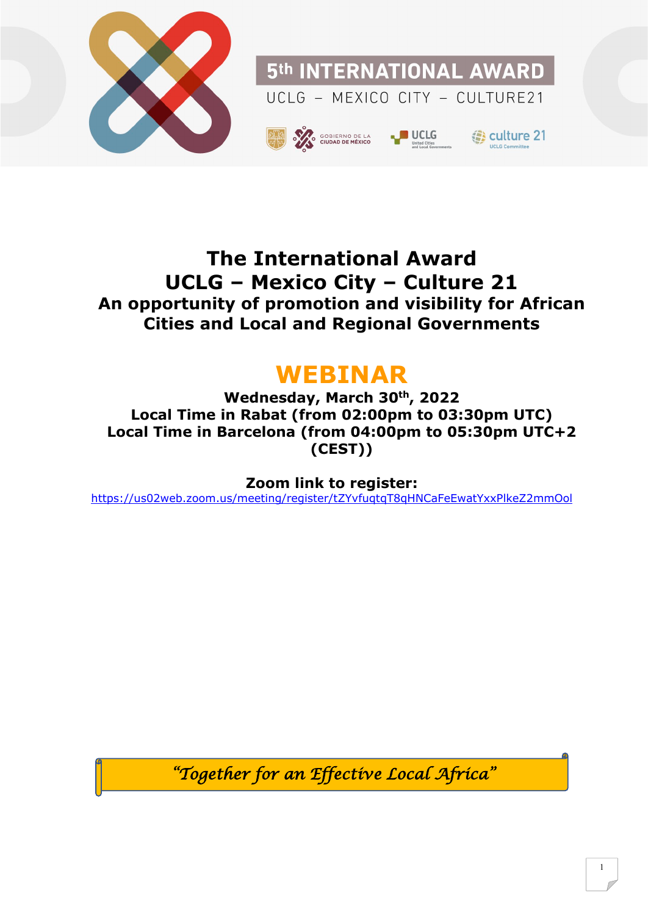5th INTERNATIONAL AWARD

UCLG – MEXICO CITY – CULTURE21

# The International Award UCLG – Mexico City – Culture 21

## An opportunity of promotion and visibility for African Cities and Local and Regional Governments

# WEBINAR

**Wednesday, March 30th, 2022**

**Local Time in Rabat (from 02:00pm to 03:30pm UTC)**

**Local Time in Barcelona (from 04:00pm to 05:30pm UTC+2 (CEST))**

**Zoom link to register:**

https://us02web.zoom.us/meeting/register/tZYvfuqtqT8qHNCaFeEwatYxxPlkeZ2mmOol

*"Together for an Effective Local Africa"*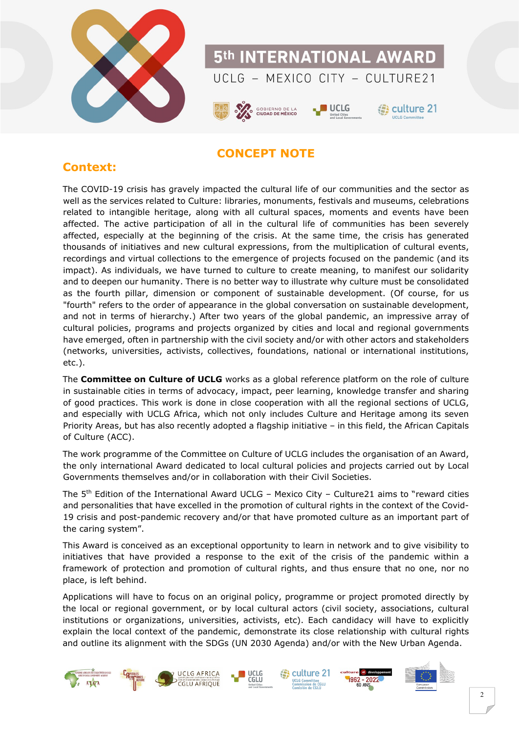# 5th INTERNATIONAL AWARD

UCLG – MEXICO CITY – CULTURE21

## CONCEPT NOTE

## Context:

The COVID-19 crisis has gravely impacted the cultural life of our communities and the sector as well as the services related to Culture: libraries, monuments, festivals and museums, celebrations related to intangible heritage, along with all cultural spaces, moments and events have been affected. The active participation of all in the cultural life of communities has been severely affected, especially at the beginning of the crisis. At the same time, the crisis has generated thousands of initiatives and new cultural expressions, from the multiplication of cultural events, recordings and virtual collections to the emergence of projects focused on the pandemic (and its impact). As individuals, we have turned to culture to create meaning, to manifest our solidarity and to deepen our humanity. There is no better way to illustrate why culture must be consolidated as the fourth pillar, dimension or component of sustainable development. (Of course, for us "fourth" refers to the order of appearance in the global conversation on sustainable development, and not in terms of hierarchy.) After two years of the global pandemic, an impressive array of cultural policies, programs and projects organized by cities and local and regional governments have emerged, often in partnership with the civil society and/or with other actors and stakeholders (networks, universities, activists, collectives, foundations, national or international institutions, etc.).

The **Committee on Culture of UCLG** works as a global reference platform on the role of culture in sustainable cities in terms of advocacy, impact, peer learning, knowledge transfer and sharing of good practices. This work is done in close cooperation with all the regional sections of UCLG, and especially with UCLG Africa, which not only includes Culture and Heritage among its seven Priority Areas, but has also recently adopted a flagship initiative – in this field, the African Capitals of Culture (ACC).

The work programme of the Committee on Culture of UCLG includes the organisation of an Award, the only international Award dedicated to local cultural policies and projects carried out by Local Governments themselves and/or in collaboration with their Civil Societies.

The 5th Edition of the International Award UCLG – Mexico City – Culture21 aims to "reward cities and personalities that have excelled in the promotion of cultural rights in the context of the Covid-19 crisis and post-pandemic recovery and/or that have promoted culture as an important part of the caring system".

This Award is conceived as an exceptional opportunity to learn in network and to give visibility to initiatives that have provided a response to the exit of the crisis of the pandemic within a framework of protection and promotion of cultural rights, and thus ensure that no one, nor no place, is left behind.

Applications will have to focus on an original policy, programme or project promoted directly by the local or regional government, or by local cultural actors (civil society, associations, cultural institutions or organizations, universities, activists, etc). Each candidacy will have to explicitly explain the local context of the pandemic, demonstrate its close relationship with cultural rights and outline its alignment with the SDGs (UN 2030 Agenda) and/or with the New Urban Agenda.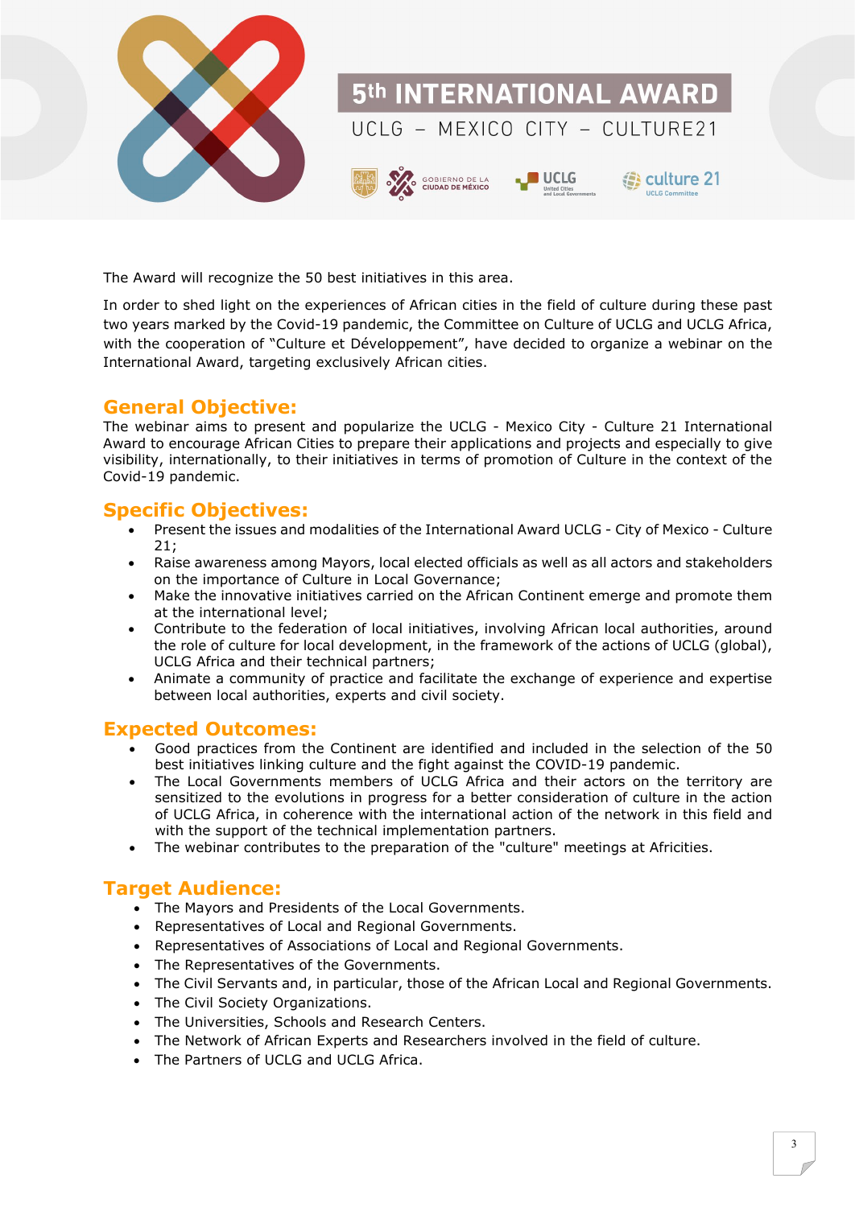The Award will recognize the 50 best initiatives in this area.

In order to shed light on the experiences of African cities in the field of culture during these past two years marked by the Covid-19 pandemic, the Committee on Culture of UCLG and UCLG Africa, with the cooperation of "Culture et Développement", have decided to organize a webinar on the International Award, targeting exclusively African cities.

## General Objective:

The webinar aims to present and popularize the UCLG - Mexico City - Culture 21 International Award to encourage African Cities to prepare their applications and projects and especially to give visibility, internationally, to their initiatives in terms of promotion of Culture in the context of the Covid-19 pandemic.

## Specific Objectives:

- Present the issues and modalities of the International Award UCLG - City of Mexico - Culture 21;
- Raise awareness among Mayors, local elected officials as well as all actors and stakeholders on the importance of Culture in Local Governance;
- Make the innovative initiatives carried on the African Continent emerge and promote them at the international level;
- Contribute to the federation of local initiatives, involving African local authorities, around the role of culture for local development, in the framework of the actions of UCLG (global), UCLG Africa and their technical partners;
- Animate a community of practice and facilitate the exchange of experience and expertise between local authorities, experts and civil society.

## Expected Outcomes:

- Good practices from the Continent are identified and included in the selection of the 50 best initiatives linking culture and the fight against the COVID-19 pandemic.
- The Local Governments members of UCLG Africa and their actors on the territory are sensitized to the evolutions in progress for a better consideration of culture in the action of UCLG Africa, in coherence with the international action of the network in this field and with the support of the technical implementation partners.
- The webinar contributes to the preparation of the "culture" meetings at Africities.

## Target Audience:

- The Mayors and Presidents of the Local Governments.
- Representatives of Local and Regional Governments.
- Representatives of Associations of Local and Regional Governments.
- The Representatives of the Governments.
- The Civil Servants and, in particular, those of the African Local and Regional Governments.
- The Civil Society Organizations.
- The Universities, Schools and Research Centers.
- The Network of African Experts and Researchers involved in the field of culture.
- The Partners of UCLG and UCLG Africa.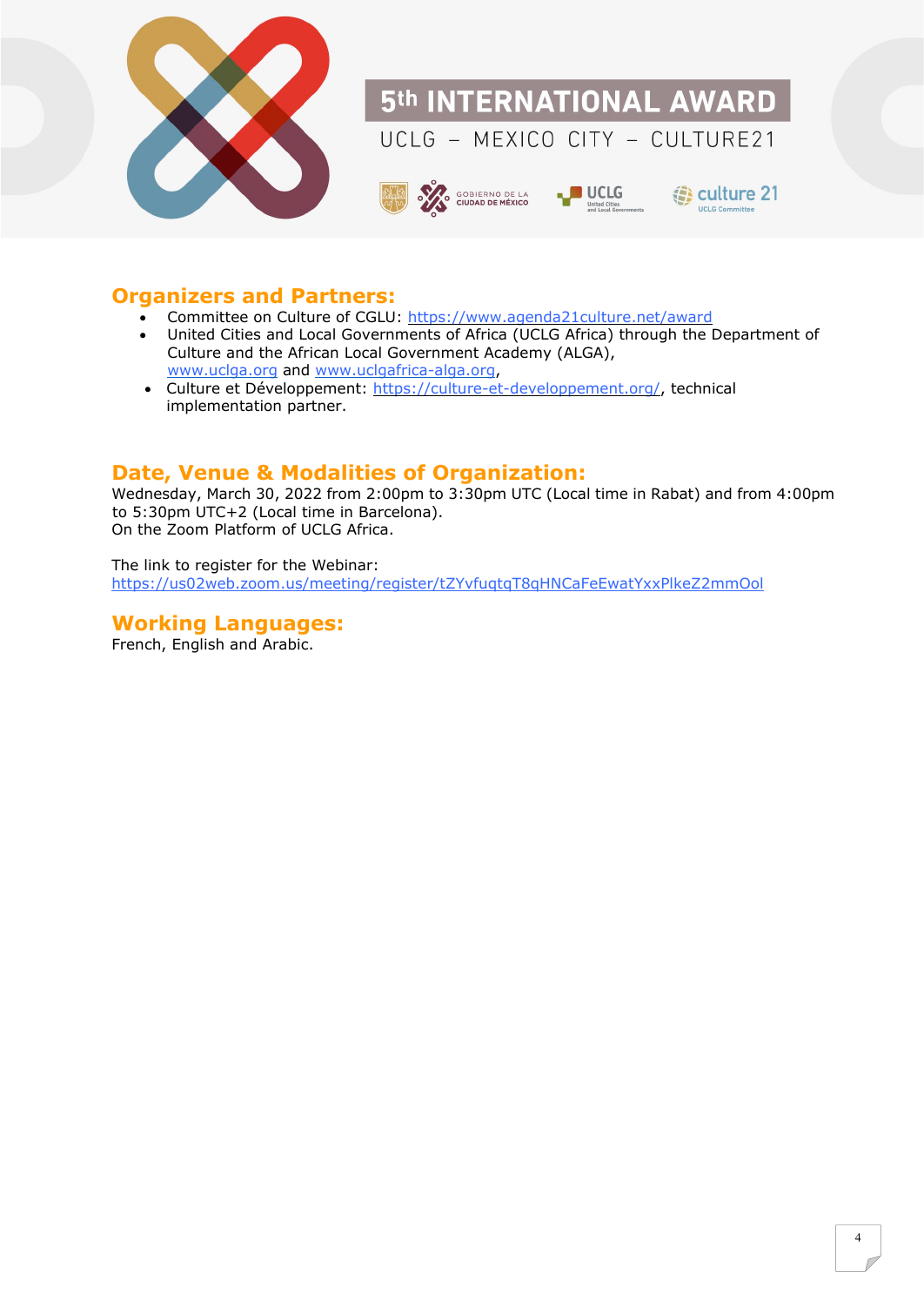## Organizers and Partners:

- Committee on Culture of CGLU: https://www.agenda21culture.net/award
- United Cities and Local Governments of Africa (UCLG Africa) through the Department of Culture and the African Local Government Academy (ALGA), www.uclga.org and www.uclgafrica-alga.org,
- Culture et Développement: https://culture-et-developpement.org/, technical implementation partner.

## Date, Venue & Modalities of Organization:

Wednesday, March 30, 2022 from 2:00pm to 3:30pm UTC (Local time in Rabat) and from 4:00pm to 5:30pm UTC+2 (Local time in Barcelona).
On the Zoom Platform of UCLG Africa.

The link to register for the Webinar:
https://us02web.zoom.us/meeting/register/tZYvfuqtqT8qHNCaFeEwatYxxPlkeZ2mmOol

## Working Languages:

French, English and Arabic.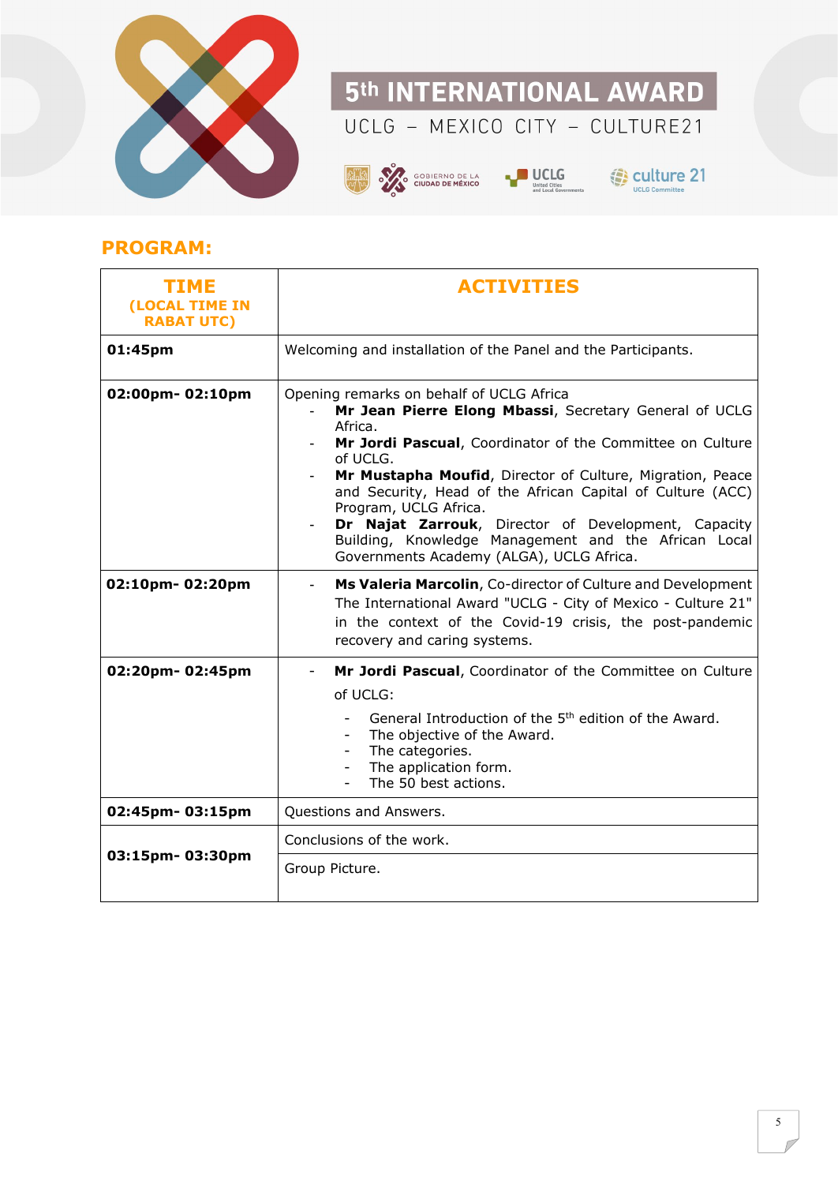## PROGRAM:

| TIME (LOCAL TIME IN RABAT UTC) | ACTIVITIES |
|---|---|
| **01:45pm** | Welcoming and installation of the Panel and the Participants. |
| **02:00pm- 02:10pm** | Opening remarks on behalf of UCLG Africa<br>- **Mr Jean Pierre Elong Mbassi**, Secretary General of UCLG Africa.<br>- **Mr Jordi Pascual**, Coordinator of the Committee on Culture of UCLG.<br>- **Mr Mustapha Moufid**, Director of Culture, Migration, Peace and Security, Head of the African Capital of Culture (ACC) Program, UCLG Africa.<br>- **Dr Najat Zarrouk**, Director of Development, Capacity Building, Knowledge Management and the African Local Governments Academy (ALGA), UCLG Africa. |
| **02:10pm- 02:20pm** | - **Ms Valeria Marcolin**, Co-director of Culture and Development The International Award "UCLG - City of Mexico - Culture 21" in the context of the Covid-19 crisis, the post-pandemic recovery and caring systems. |
| **02:20pm- 02:45pm** | - **Mr Jordi Pascual**, Coordinator of the Committee on Culture of UCLG:<br>- General Introduction of the 5th edition of the Award.<br>- The objective of the Award.<br>- The categories.<br>- The application form.<br>- The 50 best actions. |
| **02:45pm- 03:15pm** | Questions and Answers. |
| **03:15pm- 03:30pm** | Conclusions of the work. |
| | Group Picture. |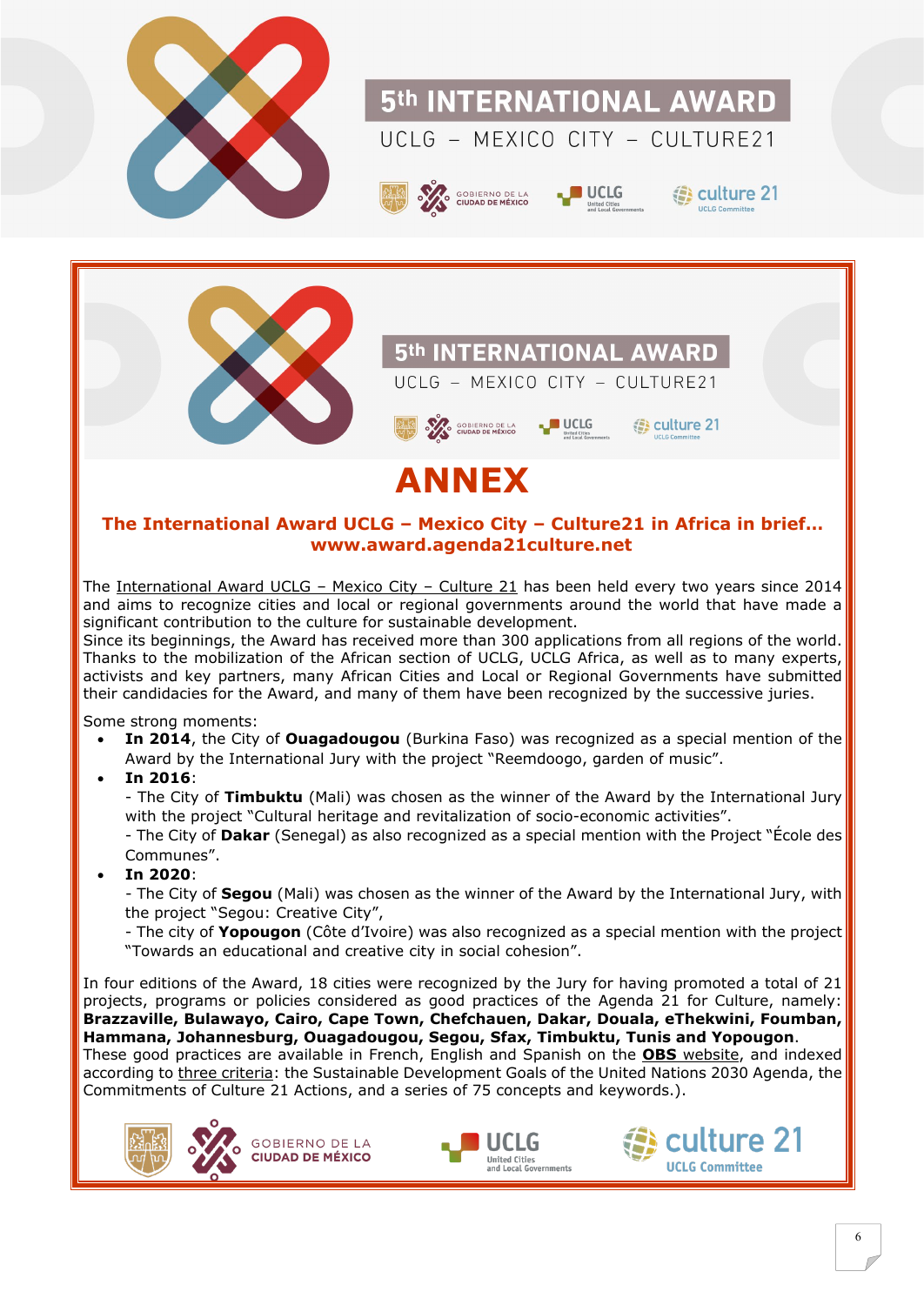5th INTERNATIONAL AWARD

UCLG – MEXICO CITY – CULTURE21

5th INTERNATIONAL AWARD

UCLG – MEXICO CITY – CULTURE21

# ANNEX

## The International Award UCLG – Mexico City – Culture21 in Africa in brief… www.award.agenda21culture.net

The International Award UCLG – Mexico City – Culture 21 has been held every two years since 2014 and aims to recognize cities and local or regional governments around the world that have made a significant contribution to the culture for sustainable development.
Since its beginnings, the Award has received more than 300 applications from all regions of the world. Thanks to the mobilization of the African section of UCLG, UCLG Africa, as well as to many experts, activists and key partners, many African Cities and Local or Regional Governments have submitted their candidacies for the Award, and many of them have been recognized by the successive juries.

Some strong moments:

- **In 2014**, the City of **Ouagadougou** (Burkina Faso) was recognized as a special mention of the Award by the International Jury with the project "Reemdoogo, garden of music".
- **In 2016**:
  - The City of **Timbuktu** (Mali) was chosen as the winner of the Award by the International Jury with the project "Cultural heritage and revitalization of socio-economic activities".
  - The City of **Dakar** (Senegal) as also recognized as a special mention with the Project "École des Communes".
- **In 2020**:
  - The City of **Segou** (Mali) was chosen as the winner of the Award by the International Jury, with the project "Segou: Creative City",
  - The city of **Yopougon** (Côte d'Ivoire) was also recognized as a special mention with the project "Towards an educational and creative city in social cohesion".

In four editions of the Award, 18 cities were recognized by the Jury for having promoted a total of 21 projects, programs or policies considered as good practices of the Agenda 21 for Culture, namely: **Brazzaville, Bulawayo, Cairo, Cape Town, Chefchauen, Dakar, Douala, eThekwini, Foumban, Hammana, Johannesburg, Ouagadougou, Segou, Sfax, Timbuktu, Tunis and Yopougon**.
These good practices are available in French, English and Spanish on the **OBS** website, and indexed according to three criteria: the Sustainable Development Goals of the United Nations 2030 Agenda, the Commitments of Culture 21 Actions, and a series of 75 concepts and keywords.).

GOBIERNO DE LA CIUDAD DE MÉXICO — UCLG United Cities and Local Governments — culture 21 UCLG Committee